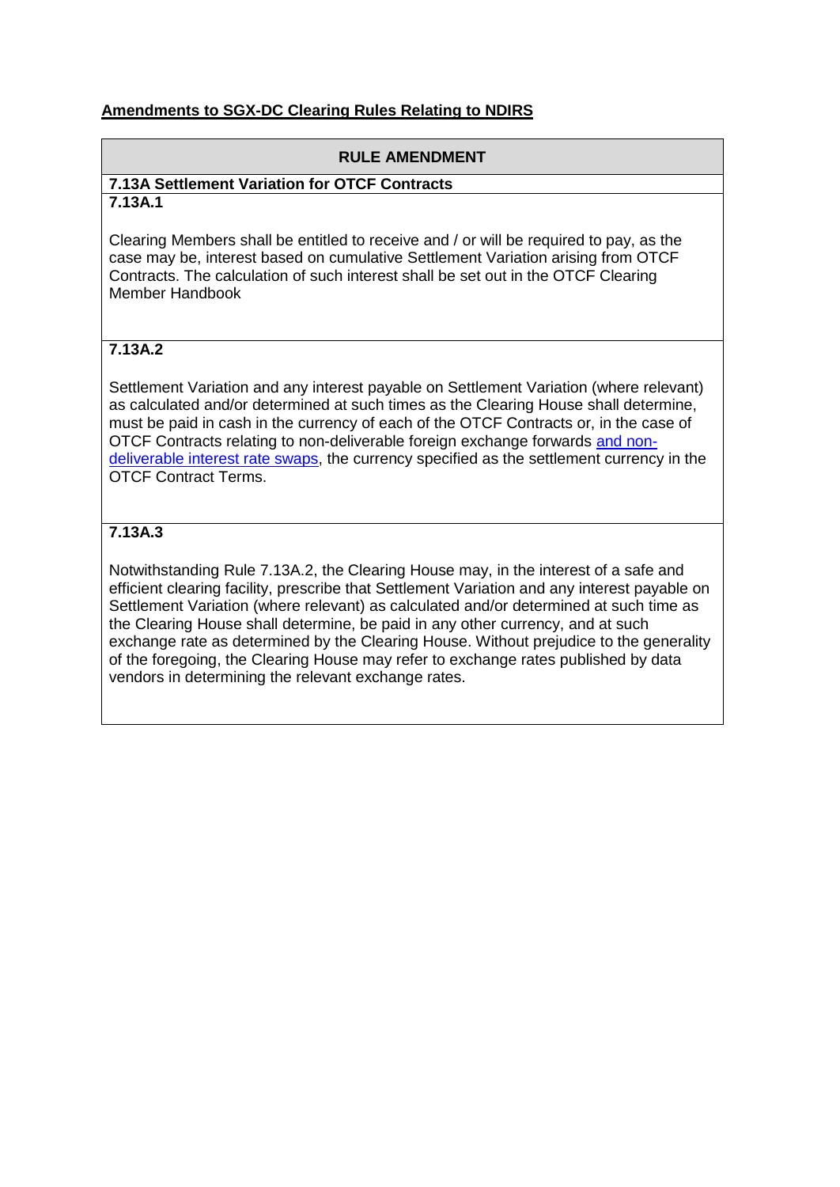**<u>Amendments to SGX-DC Clearing Rules Relating to NDIRS</u>**

| RULE AMENDMENT |
|---|
| **7.13A Settlement Variation for OTCF Contracts** |
| **7.13A.1**<br><br>Clearing Members shall be entitled to receive and / or will be required to pay, as the case may be, interest based on cumulative Settlement Variation arising from OTCF Contracts. The calculation of such interest shall be set out in the OTCF Clearing Member Handbook |
| **7.13A.2**<br><br>Settlement Variation and any interest payable on Settlement Variation (where relevant) as calculated and/or determined at such times as the Clearing House shall determine, must be paid in cash in the currency of each of the OTCF Contracts or, in the case of OTCF Contracts relating to non-deliverable foreign exchange forwards <u>and non-deliverable interest rate swaps</u>, the currency specified as the settlement currency in the OTCF Contract Terms. |
| **7.13A.3**<br><br>Notwithstanding Rule 7.13A.2, the Clearing House may, in the interest of a safe and efficient clearing facility, prescribe that Settlement Variation and any interest payable on Settlement Variation (where relevant) as calculated and/or determined at such time as the Clearing House shall determine, be paid in any other currency, and at such exchange rate as determined by the Clearing House. Without prejudice to the generality of the foregoing, the Clearing House may refer to exchange rates published by data vendors in determining the relevant exchange rates. |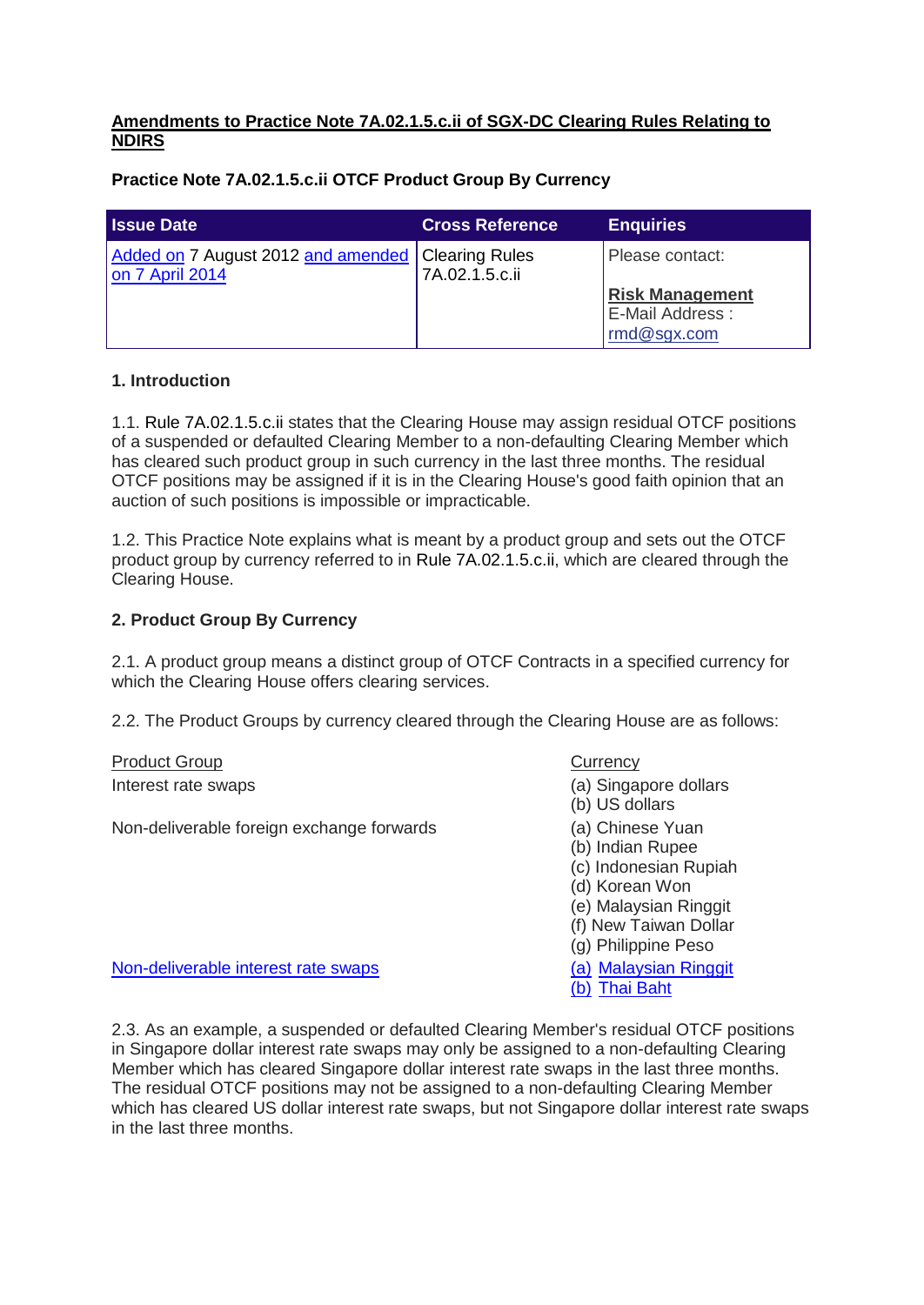**Amendments to Practice Note 7A.02.1.5.c.ii of SGX-DC Clearing Rules Relating to NDIRS**

**Practice Note 7A.02.1.5.c.ii OTCF Product Group By Currency**

| Issue Date | Cross Reference | Enquiries |
| --- | --- | --- |
| Added on 7 August 2012 and amended on 7 April 2014 | Clearing Rules 7A.02.1.5.c.ii | Please contact:<br><br>**Risk Management**<br>E-Mail Address : rmd@sgx.com |

**1. Introduction**

1.1. Rule 7A.02.1.5.c.ii states that the Clearing House may assign residual OTCF positions of a suspended or defaulted Clearing Member to a non-defaulting Clearing Member which has cleared such product group in such currency in the last three months. The residual OTCF positions may be assigned if it is in the Clearing House's good faith opinion that an auction of such positions is impossible or impracticable.

1.2. This Practice Note explains what is meant by a product group and sets out the OTCF product group by currency referred to in Rule 7A.02.1.5.c.ii, which are cleared through the Clearing House.

**2. Product Group By Currency**

2.1. A product group means a distinct group of OTCF Contracts in a specified currency for which the Clearing House offers clearing services.

2.2. The Product Groups by currency cleared through the Clearing House are as follows:

| Product Group | Currency |
| --- | --- |
| Interest rate swaps | (a) Singapore dollars<br>(b) US dollars |
| Non-deliverable foreign exchange forwards | (a) Chinese Yuan<br>(b) Indian Rupee<br>(c) Indonesian Rupiah<br>(d) Korean Won<br>(e) Malaysian Ringgit<br>(f) New Taiwan Dollar<br>(g) Philippine Peso |
| Non-deliverable interest rate swaps | (a) Malaysian Ringgit<br>(b) Thai Baht |

2.3. As an example, a suspended or defaulted Clearing Member's residual OTCF positions in Singapore dollar interest rate swaps may only be assigned to a non-defaulting Clearing Member which has cleared Singapore dollar interest rate swaps in the last three months. The residual OTCF positions may not be assigned to a non-defaulting Clearing Member which has cleared US dollar interest rate swaps, but not Singapore dollar interest rate swaps in the last three months.